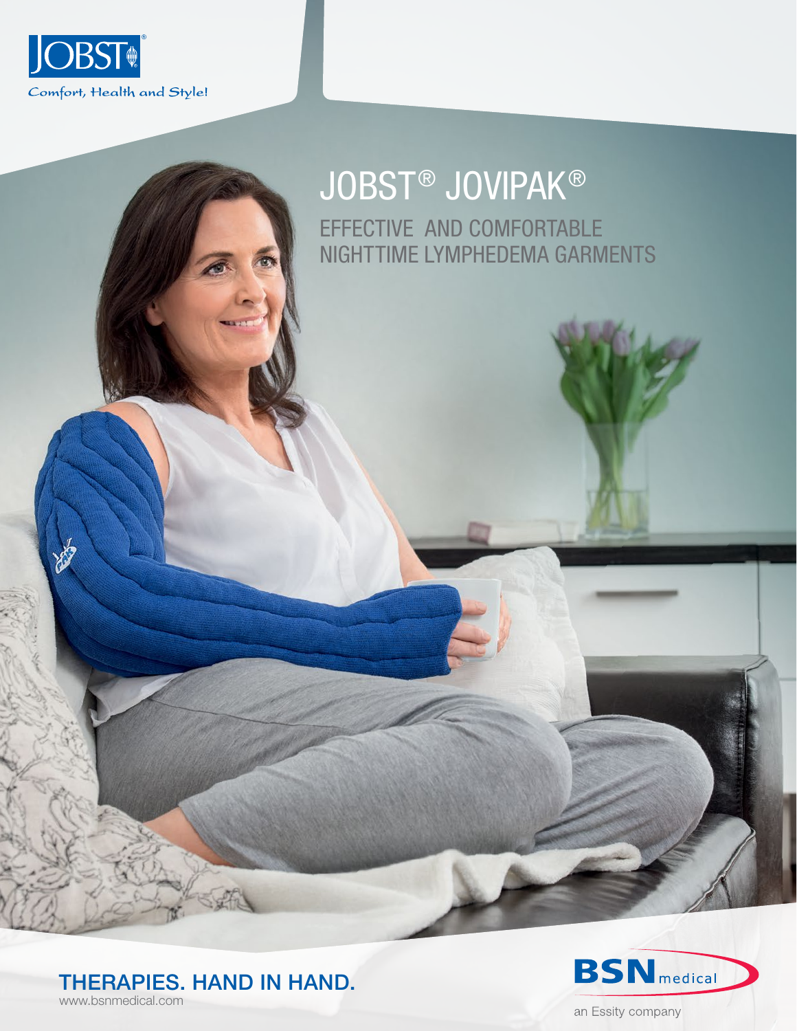JOBST®

Comfort, Health and Style!

# JOBST® JOVIPAK®

## EFFECTIVE AND COMFORTABLE NIGHTTIME LYMPHEDEMA GARMENTS

**THERAPIES. HAND IN HAND.**

www.bsnmedical.com

BSN medical

an Essity company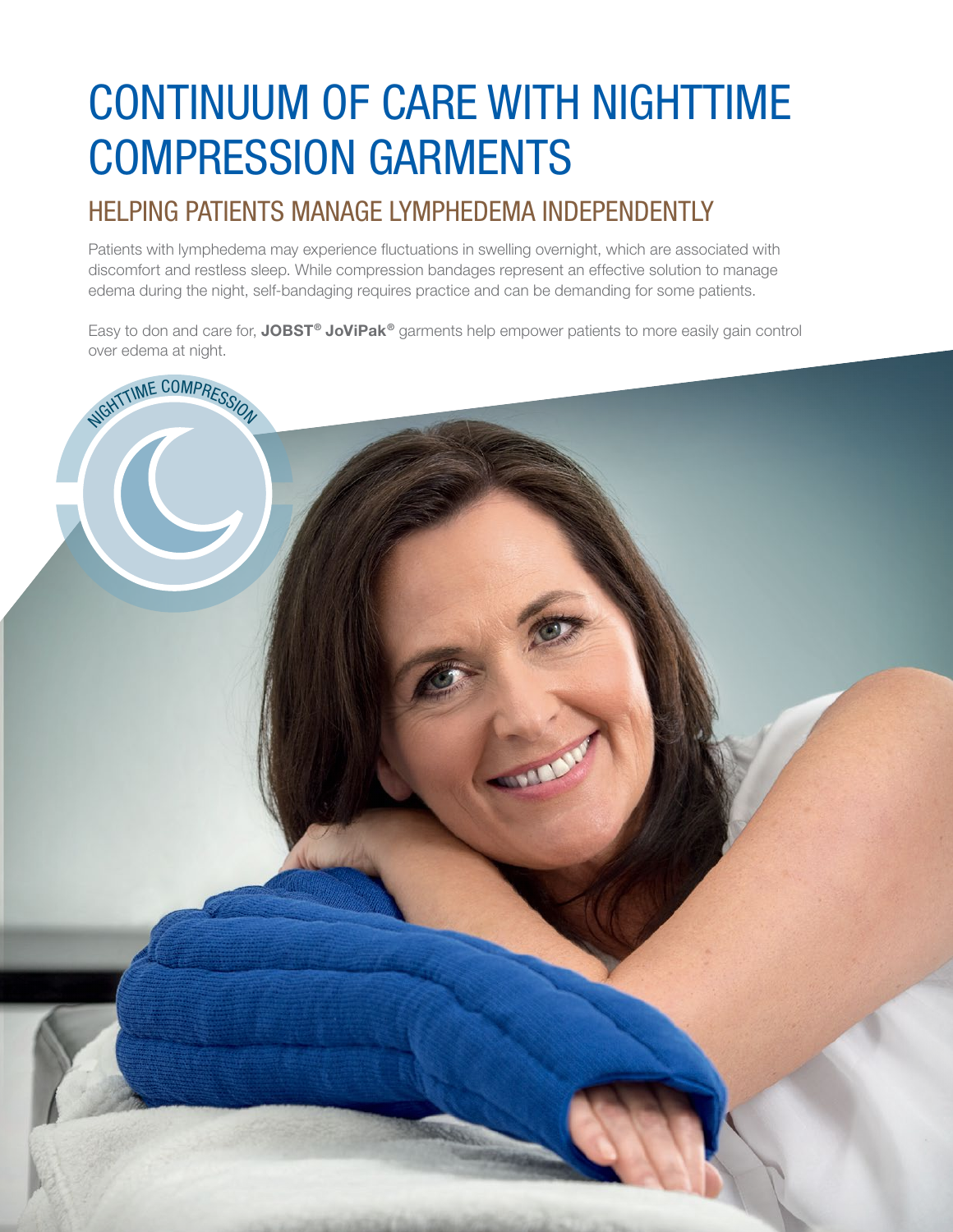# CONTINUUM OF CARE WITH NIGHTTIME COMPRESSION GARMENTS

## HELPING PATIENTS MANAGE LYMPHEDEMA INDEPENDENTLY

Patients with lymphedema may experience fluctuations in swelling overnight, which are associated with discomfort and restless sleep. While compression bandages represent an effective solution to manage edema during the night, self-bandaging requires practice and can be demanding for some patients.

Easy to don and care for, **JOBST® JoViPak®** garments help empower patients to more easily gain control over edema at night.

NIGHTTIME COMPRESSION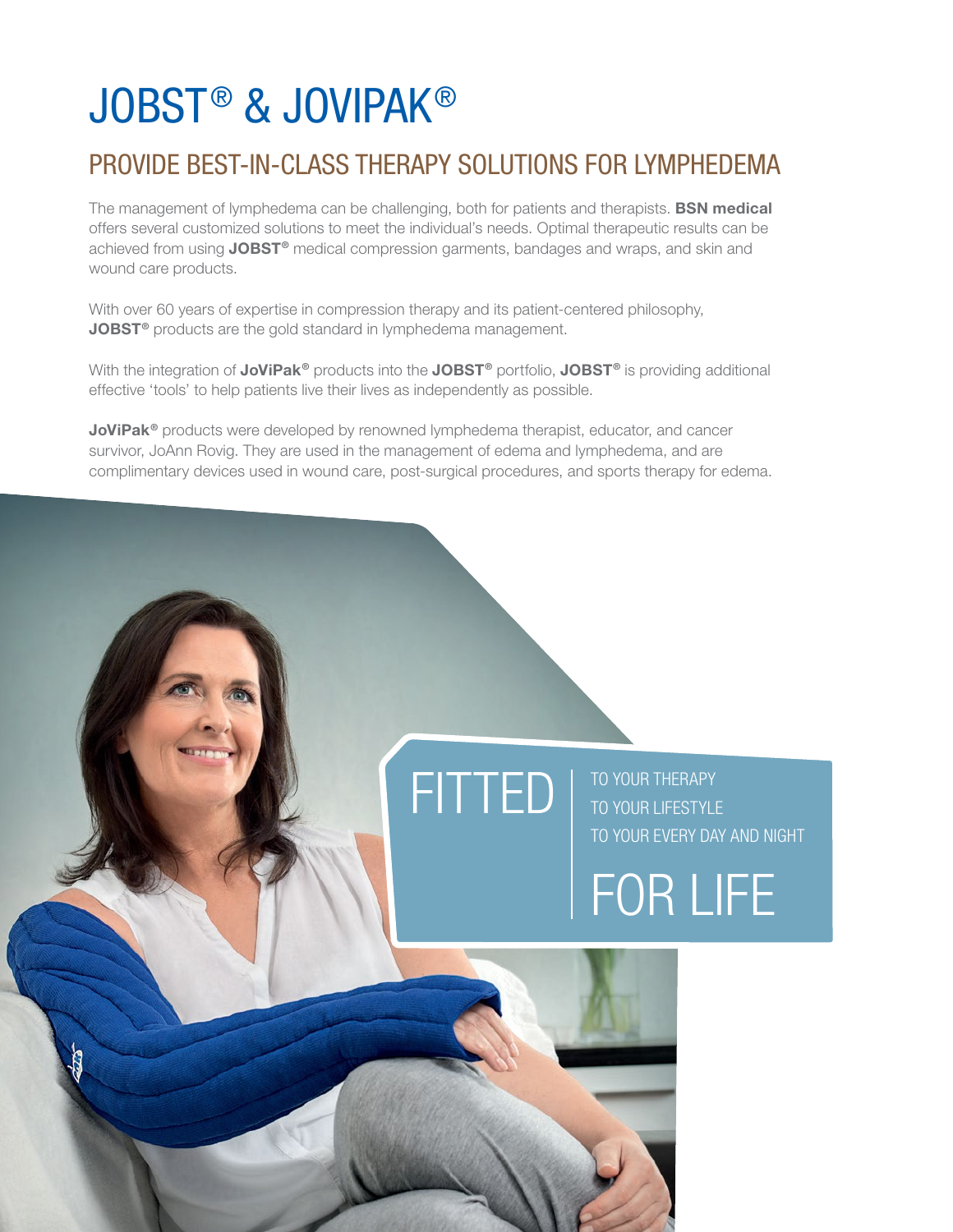# JOBST® & JOVIPAK®

## PROVIDE BEST-IN-CLASS THERAPY SOLUTIONS FOR LYMPHEDEMA

The management of lymphedema can be challenging, both for patients and therapists. **BSN medical** offers several customized solutions to meet the individual's needs. Optimal therapeutic results can be achieved from using **JOBST®** medical compression garments, bandages and wraps, and skin and wound care products.

With over 60 years of expertise in compression therapy and its patient-centered philosophy, **JOBST®** products are the gold standard in lymphedema management.

With the integration of **JoViPak®** products into the **JOBST®** portfolio, **JOBST®** is providing additional effective 'tools' to help patients live their lives as independently as possible.

**JoViPak®** products were developed by renowned lymphedema therapist, educator, and cancer survivor, JoAnn Rovig. They are used in the management of edema and lymphedema, and are complimentary devices used in wound care, post-surgical procedures, and sports therapy for edema.

FITTED

TO YOUR THERAPY
TO YOUR LIFESTYLE
TO YOUR EVERY DAY AND NIGHT

FOR LIFE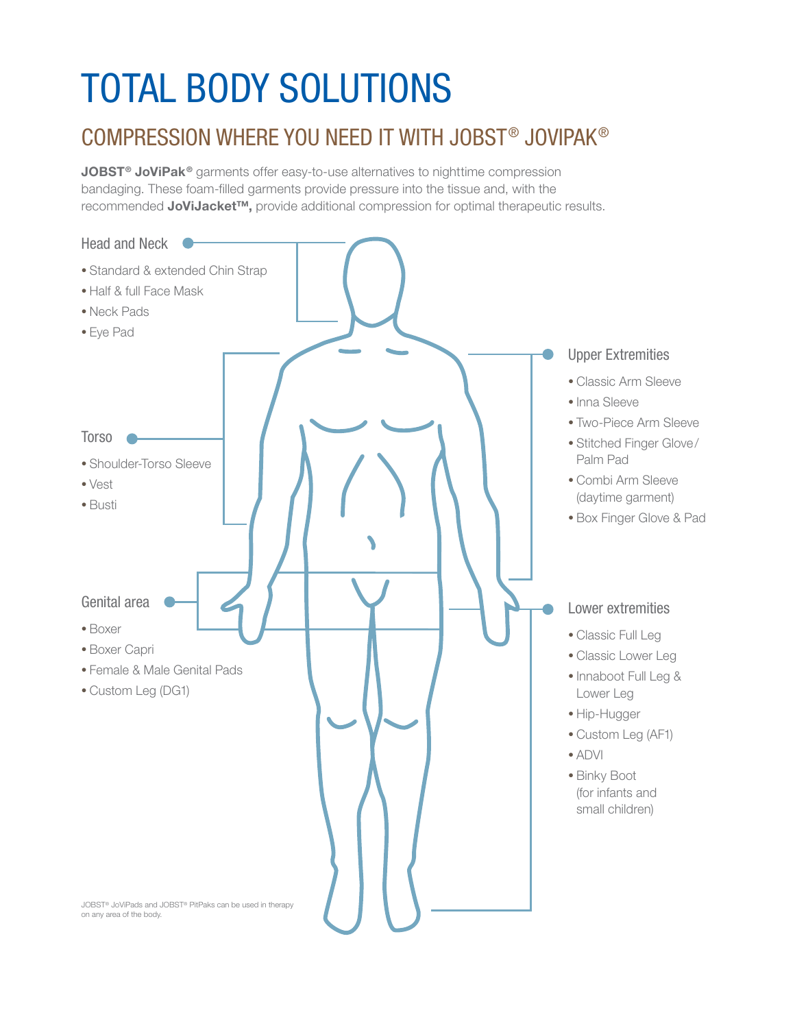# TOTAL BODY SOLUTIONS

## COMPRESSION WHERE YOU NEED IT WITH JOBST® JOVIPAK®

**JOBST® JoViPak®** garments offer easy-to-use alternatives to nighttime compression bandaging. These foam-filled garments provide pressure into the tissue and, with the recommended **JoViJacket™,** provide additional compression for optimal therapeutic results.

### Head and Neck

- Standard & extended Chin Strap
- Half & full Face Mask
- Neck Pads
- Eye Pad

### Torso

- Shoulder-Torso Sleeve
- Vest
- Busti

### Genital area

- Boxer
- Boxer Capri
- Female & Male Genital Pads
- Custom Leg (DG1)

### Upper Extremities

- Classic Arm Sleeve
- Inna Sleeve
- Two-Piece Arm Sleeve
- Stitched Finger Glove/ Palm Pad
- Combi Arm Sleeve (daytime garment)
- Box Finger Glove & Pad

### Lower extremities

- Classic Full Leg
- Classic Lower Leg
- Innaboot Full Leg & Lower Leg
- Hip-Hugger
- Custom Leg (AF1)
- ADVI
- Binky Boot (for infants and small children)

JOBST® JoViPads and JOBST® PitPaks can be used in therapy on any area of the body.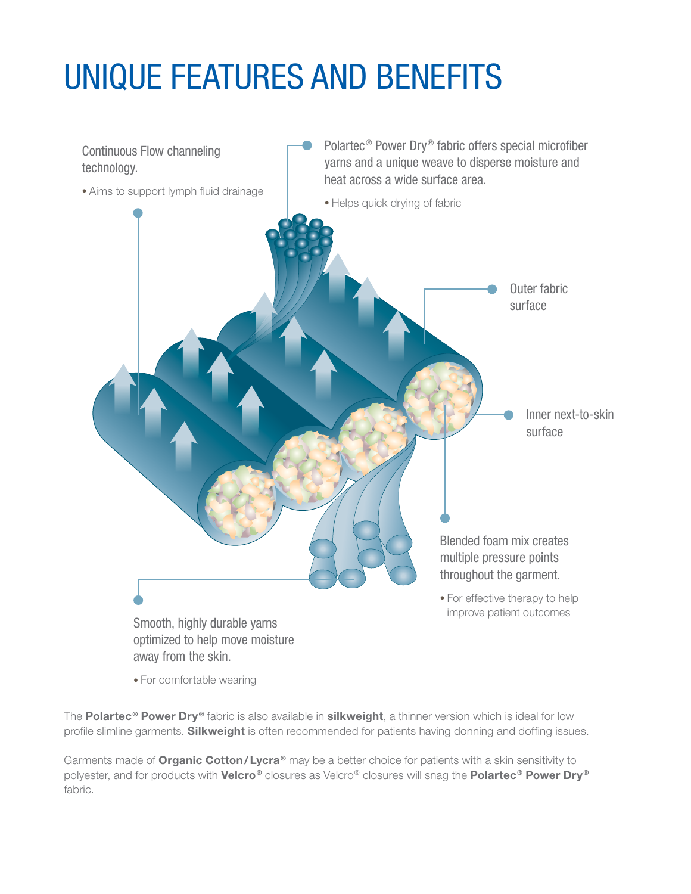# UNIQUE FEATURES AND BENEFITS

Continuous Flow channeling technology.

- Aims to support lymph fluid drainage

Polartec® Power Dry® fabric offers special microfiber yarns and a unique weave to disperse moisture and heat across a wide surface area.

- Helps quick drying of fabric

Outer fabric surface

Inner next-to-skin surface

Blended foam mix creates multiple pressure points throughout the garment.

- For effective therapy to help improve patient outcomes

Smooth, highly durable yarns optimized to help move moisture away from the skin.

- For comfortable wearing

The **Polartec® Power Dry®** fabric is also available in **silkweight**, a thinner version which is ideal for low profile slimline garments. **Silkweight** is often recommended for patients having donning and doffing issues.

Garments made of **Organic Cotton/Lycra®** may be a better choice for patients with a skin sensitivity to polyester, and for products with **Velcro®** closures as Velcro® closures will snag the **Polartec® Power Dry®** fabric.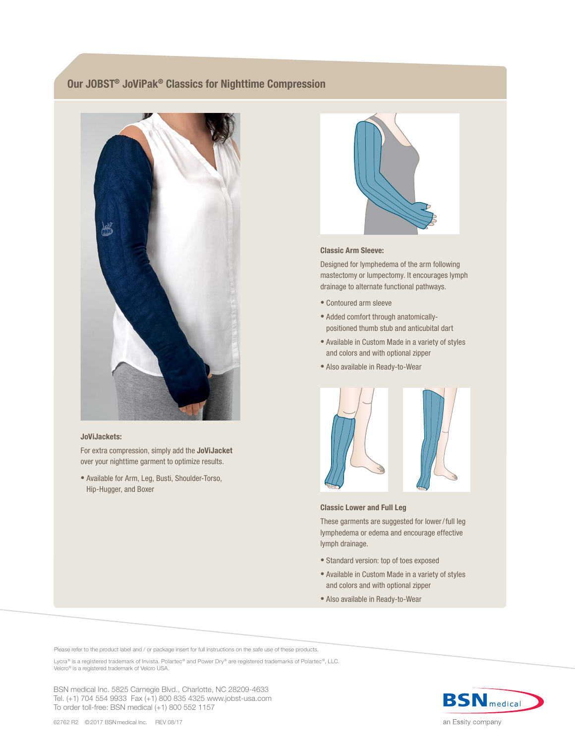## Our JOBST® JoViPak® Classics for Nighttime Compression

**JoViJackets:**

For extra compression, simply add the **JoViJacket** over your nighttime garment to optimize results.

- Available for Arm, Leg, Busti, Shoulder-Torso, Hip-Hugger, and Boxer

**Classic Arm Sleeve:**

Designed for lymphedema of the arm following mastectomy or lumpectomy. It encourages lymph drainage to alternate functional pathways.

- Contoured arm sleeve
- Added comfort through anatomically-positioned thumb stub and anticubital dart
- Available in Custom Made in a variety of styles and colors and with optional zipper
- Also available in Ready-to-Wear

**Classic Lower and Full Leg**

These garments are suggested for lower/full leg lymphedema or edema and encourage effective lymph drainage.

- Standard version: top of toes exposed
- Available in Custom Made in a variety of styles and colors and with optional zipper
- Also available in Ready-to-Wear

Please refer to the product label and / or package insert for full instructions on the safe use of these products.

Lycra® is a registered trademark of Invista. Polartec® and Power Dry® are registered trademarks of Polartec®, LLC.
Velcro® is a registered trademark of Velcro USA.

BSN medical Inc. 5825 Carnegie Blvd., Charlotte, NC 28209-4633
Tel. (+1) 704 554 9933 Fax (+1) 800 835 4325 www.jobst-usa.com
To order toll-free: BSN medical (+1) 800 552 1157

62762 R2 ©2017 BSN medical Inc. REV 08/17

BSN medical
an Essity company